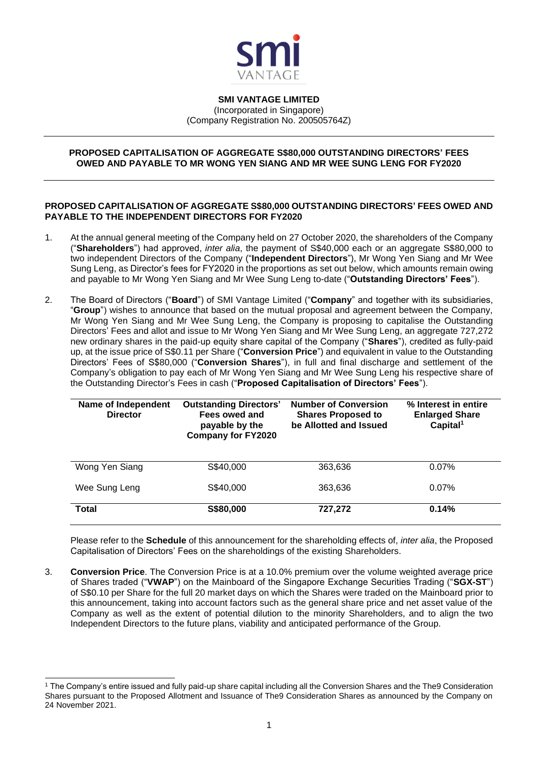**SMI VANTAGE LIMITED**
(Incorporated in Singapore)
(Company Registration No. 200505764Z)

**PROPOSED CAPITALISATION OF AGGREGATE S$80,000 OUTSTANDING DIRECTORS' FEES OWED AND PAYABLE TO MR WONG YEN SIANG AND MR WEE SUNG LENG FOR FY2020**

**PROPOSED CAPITALISATION OF AGGREGATE S$80,000 OUTSTANDING DIRECTORS' FEES OWED AND PAYABLE TO THE INDEPENDENT DIRECTORS FOR FY2020**

1. At the annual general meeting of the Company held on 27 October 2020, the shareholders of the Company ("**Shareholders**") had approved, *inter alia*, the payment of S$40,000 each or an aggregate S$80,000 to two independent Directors of the Company ("**Independent Directors**"), Mr Wong Yen Siang and Mr Wee Sung Leng, as Director's fees for FY2020 in the proportions as set out below, which amounts remain owing and payable to Mr Wong Yen Siang and Mr Wee Sung Leng to-date ("**Outstanding Directors' Fees**").

2. The Board of Directors ("**Board**") of SMI Vantage Limited ("**Company**" and together with its subsidiaries, "**Group**") wishes to announce that based on the mutual proposal and agreement between the Company, Mr Wong Yen Siang and Mr Wee Sung Leng, the Company is proposing to capitalise the Outstanding Directors' Fees and allot and issue to Mr Wong Yen Siang and Mr Wee Sung Leng, an aggregate 727,272 new ordinary shares in the paid-up equity share capital of the Company ("**Shares**"), credited as fully-paid up, at the issue price of S$0.11 per Share ("**Conversion Price**") and equivalent in value to the Outstanding Directors' Fees of S$80,000 ("**Conversion Shares**"), in full and final discharge and settlement of the Company's obligation to pay each of Mr Wong Yen Siang and Mr Wee Sung Leng his respective share of the Outstanding Director's Fees in cash ("**Proposed Capitalisation of Directors' Fees**").

| Name of Independent Director | Outstanding Directors' Fees owed and payable by the Company for FY2020 | Number of Conversion Shares Proposed to be Allotted and Issued | % Interest in entire Enlarged Share Capital[1] |
|---|---|---|---|
| Wong Yen Siang | S$40,000 | 363,636 | 0.07% |
| Wee Sung Leng | S$40,000 | 363,636 | 0.07% |
| **Total** | **S$80,000** | **727,272** | **0.14%** |

Please refer to the **Schedule** of this announcement for the shareholding effects of, *inter alia*, the Proposed Capitalisation of Directors' Fees on the shareholdings of the existing Shareholders.

3. **Conversion Price**. The Conversion Price is at a 10.0% premium over the volume weighted average price of Shares traded ("**VWAP**") on the Mainboard of the Singapore Exchange Securities Trading ("**SGX-ST**") of S$0.10 per Share for the full 20 market days on which the Shares were traded on the Mainboard prior to this announcement, taking into account factors such as the general share price and net asset value of the Company as well as the extent of potential dilution to the minority Shareholders, and to align the two Independent Directors to the future plans, viability and anticipated performance of the Group.

[1] The Company's entire issued and fully paid-up share capital including all the Conversion Shares and the The9 Consideration Shares pursuant to the Proposed Allotment and Issuance of The9 Consideration Shares as announced by the Company on 24 November 2021.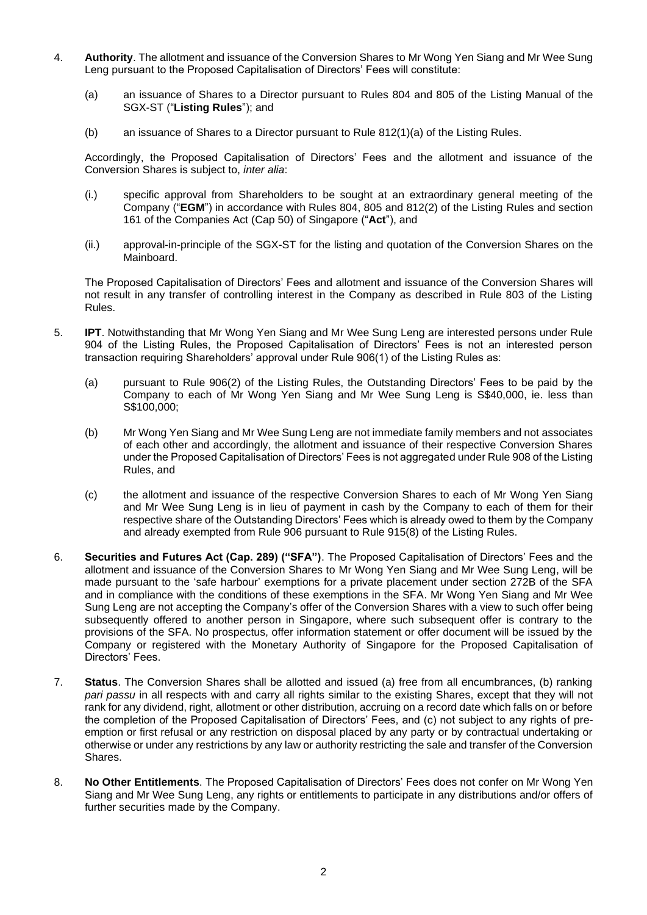4. **Authority**. The allotment and issuance of the Conversion Shares to Mr Wong Yen Siang and Mr Wee Sung Leng pursuant to the Proposed Capitalisation of Directors' Fees will constitute:

   (a) an issuance of Shares to a Director pursuant to Rules 804 and 805 of the Listing Manual of the SGX-ST ("**Listing Rules**"); and

   (b) an issuance of Shares to a Director pursuant to Rule 812(1)(a) of the Listing Rules.

   Accordingly, the Proposed Capitalisation of Directors' Fees and the allotment and issuance of the Conversion Shares is subject to, *inter alia*:

   (i.) specific approval from Shareholders to be sought at an extraordinary general meeting of the Company ("**EGM**") in accordance with Rules 804, 805 and 812(2) of the Listing Rules and section 161 of the Companies Act (Cap 50) of Singapore ("**Act**"), and

   (ii.) approval-in-principle of the SGX-ST for the listing and quotation of the Conversion Shares on the Mainboard.

   The Proposed Capitalisation of Directors' Fees and allotment and issuance of the Conversion Shares will not result in any transfer of controlling interest in the Company as described in Rule 803 of the Listing Rules.

5. **IPT**. Notwithstanding that Mr Wong Yen Siang and Mr Wee Sung Leng are interested persons under Rule 904 of the Listing Rules, the Proposed Capitalisation of Directors' Fees is not an interested person transaction requiring Shareholders' approval under Rule 906(1) of the Listing Rules as:

   (a) pursuant to Rule 906(2) of the Listing Rules, the Outstanding Directors' Fees to be paid by the Company to each of Mr Wong Yen Siang and Mr Wee Sung Leng is S$40,000, ie. less than S$100,000;

   (b) Mr Wong Yen Siang and Mr Wee Sung Leng are not immediate family members and not associates of each other and accordingly, the allotment and issuance of their respective Conversion Shares under the Proposed Capitalisation of Directors' Fees is not aggregated under Rule 908 of the Listing Rules, and

   (c) the allotment and issuance of the respective Conversion Shares to each of Mr Wong Yen Siang and Mr Wee Sung Leng is in lieu of payment in cash by the Company to each of them for their respective share of the Outstanding Directors' Fees which is already owed to them by the Company and already exempted from Rule 906 pursuant to Rule 915(8) of the Listing Rules.

6. **Securities and Futures Act (Cap. 289) ("SFA")**. The Proposed Capitalisation of Directors' Fees and the allotment and issuance of the Conversion Shares to Mr Wong Yen Siang and Mr Wee Sung Leng, will be made pursuant to the 'safe harbour' exemptions for a private placement under section 272B of the SFA and in compliance with the conditions of these exemptions in the SFA. Mr Wong Yen Siang and Mr Wee Sung Leng are not accepting the Company's offer of the Conversion Shares with a view to such offer being subsequently offered to another person in Singapore, where such subsequent offer is contrary to the provisions of the SFA. No prospectus, offer information statement or offer document will be issued by the Company or registered with the Monetary Authority of Singapore for the Proposed Capitalisation of Directors' Fees.

7. **Status**. The Conversion Shares shall be allotted and issued (a) free from all encumbrances, (b) ranking *pari passu* in all respects with and carry all rights similar to the existing Shares, except that they will not rank for any dividend, right, allotment or other distribution, accruing on a record date which falls on or before the completion of the Proposed Capitalisation of Directors' Fees, and (c) not subject to any rights of pre-emption or first refusal or any restriction on disposal placed by any party or by contractual undertaking or otherwise or under any restrictions by any law or authority restricting the sale and transfer of the Conversion Shares.

8. **No Other Entitlements**. The Proposed Capitalisation of Directors' Fees does not confer on Mr Wong Yen Siang and Mr Wee Sung Leng, any rights or entitlements to participate in any distributions and/or offers of further securities made by the Company.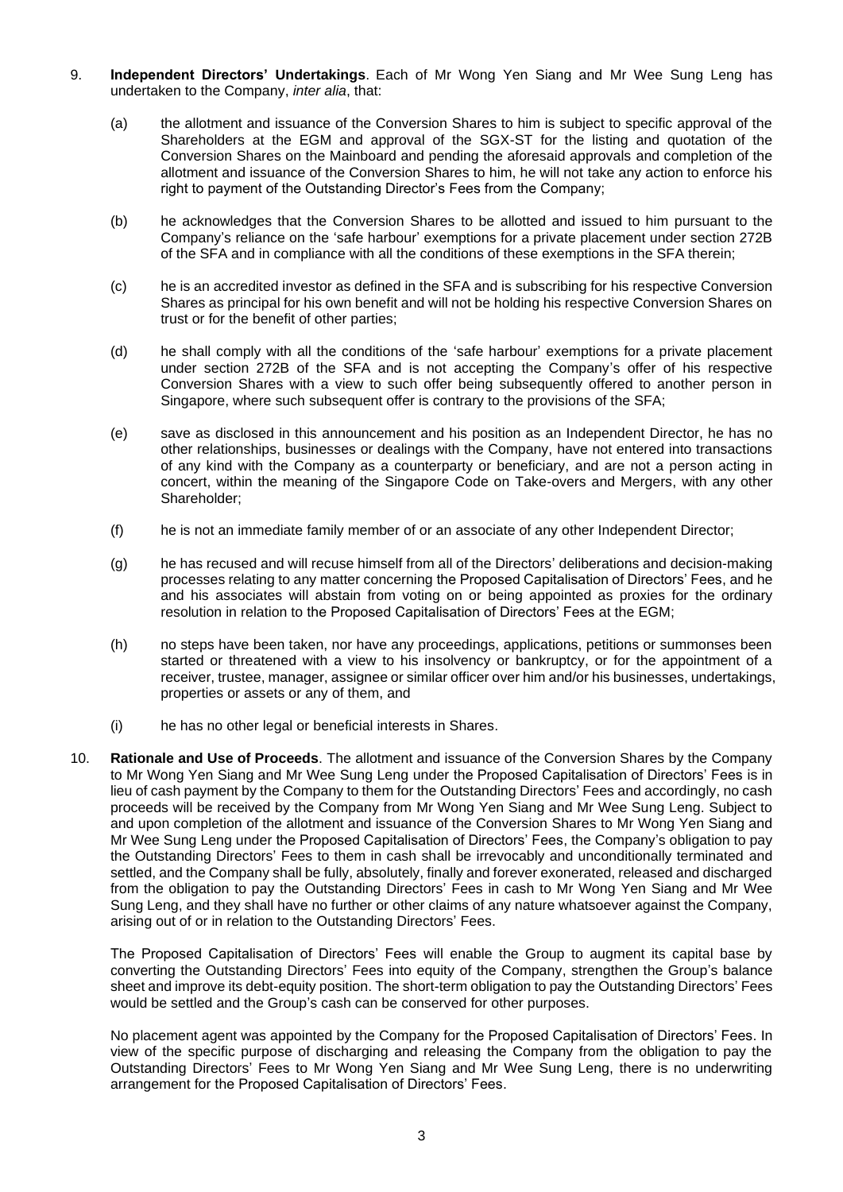9. **Independent Directors' Undertakings**. Each of Mr Wong Yen Siang and Mr Wee Sung Leng has undertaken to the Company, *inter alia*, that:

   (a) the allotment and issuance of the Conversion Shares to him is subject to specific approval of the Shareholders at the EGM and approval of the SGX-ST for the listing and quotation of the Conversion Shares on the Mainboard and pending the aforesaid approvals and completion of the allotment and issuance of the Conversion Shares to him, he will not take any action to enforce his right to payment of the Outstanding Director's Fees from the Company;

   (b) he acknowledges that the Conversion Shares to be allotted and issued to him pursuant to the Company's reliance on the 'safe harbour' exemptions for a private placement under section 272B of the SFA and in compliance with all the conditions of these exemptions in the SFA therein;

   (c) he is an accredited investor as defined in the SFA and is subscribing for his respective Conversion Shares as principal for his own benefit and will not be holding his respective Conversion Shares on trust or for the benefit of other parties;

   (d) he shall comply with all the conditions of the 'safe harbour' exemptions for a private placement under section 272B of the SFA and is not accepting the Company's offer of his respective Conversion Shares with a view to such offer being subsequently offered to another person in Singapore, where such subsequent offer is contrary to the provisions of the SFA;

   (e) save as disclosed in this announcement and his position as an Independent Director, he has no other relationships, businesses or dealings with the Company, have not entered into transactions of any kind with the Company as a counterparty or beneficiary, and are not a person acting in concert, within the meaning of the Singapore Code on Take-overs and Mergers, with any other Shareholder;

   (f) he is not an immediate family member of or an associate of any other Independent Director;

   (g) he has recused and will recuse himself from all of the Directors' deliberations and decision-making processes relating to any matter concerning the Proposed Capitalisation of Directors' Fees, and he and his associates will abstain from voting on or being appointed as proxies for the ordinary resolution in relation to the Proposed Capitalisation of Directors' Fees at the EGM;

   (h) no steps have been taken, nor have any proceedings, applications, petitions or summonses been started or threatened with a view to his insolvency or bankruptcy, or for the appointment of a receiver, trustee, manager, assignee or similar officer over him and/or his businesses, undertakings, properties or assets or any of them, and

   (i) he has no other legal or beneficial interests in Shares.

10. **Rationale and Use of Proceeds**. The allotment and issuance of the Conversion Shares by the Company to Mr Wong Yen Siang and Mr Wee Sung Leng under the Proposed Capitalisation of Directors' Fees is in lieu of cash payment by the Company to them for the Outstanding Directors' Fees and accordingly, no cash proceeds will be received by the Company from Mr Wong Yen Siang and Mr Wee Sung Leng. Subject to and upon completion of the allotment and issuance of the Conversion Shares to Mr Wong Yen Siang and Mr Wee Sung Leng under the Proposed Capitalisation of Directors' Fees, the Company's obligation to pay the Outstanding Directors' Fees to them in cash shall be irrevocably and unconditionally terminated and settled, and the Company shall be fully, absolutely, finally and forever exonerated, released and discharged from the obligation to pay the Outstanding Directors' Fees in cash to Mr Wong Yen Siang and Mr Wee Sung Leng, and they shall have no further or other claims of any nature whatsoever against the Company, arising out of or in relation to the Outstanding Directors' Fees.

    The Proposed Capitalisation of Directors' Fees will enable the Group to augment its capital base by converting the Outstanding Directors' Fees into equity of the Company, strengthen the Group's balance sheet and improve its debt-equity position. The short-term obligation to pay the Outstanding Directors' Fees would be settled and the Group's cash can be conserved for other purposes.

    No placement agent was appointed by the Company for the Proposed Capitalisation of Directors' Fees. In view of the specific purpose of discharging and releasing the Company from the obligation to pay the Outstanding Directors' Fees to Mr Wong Yen Siang and Mr Wee Sung Leng, there is no underwriting arrangement for the Proposed Capitalisation of Directors' Fees.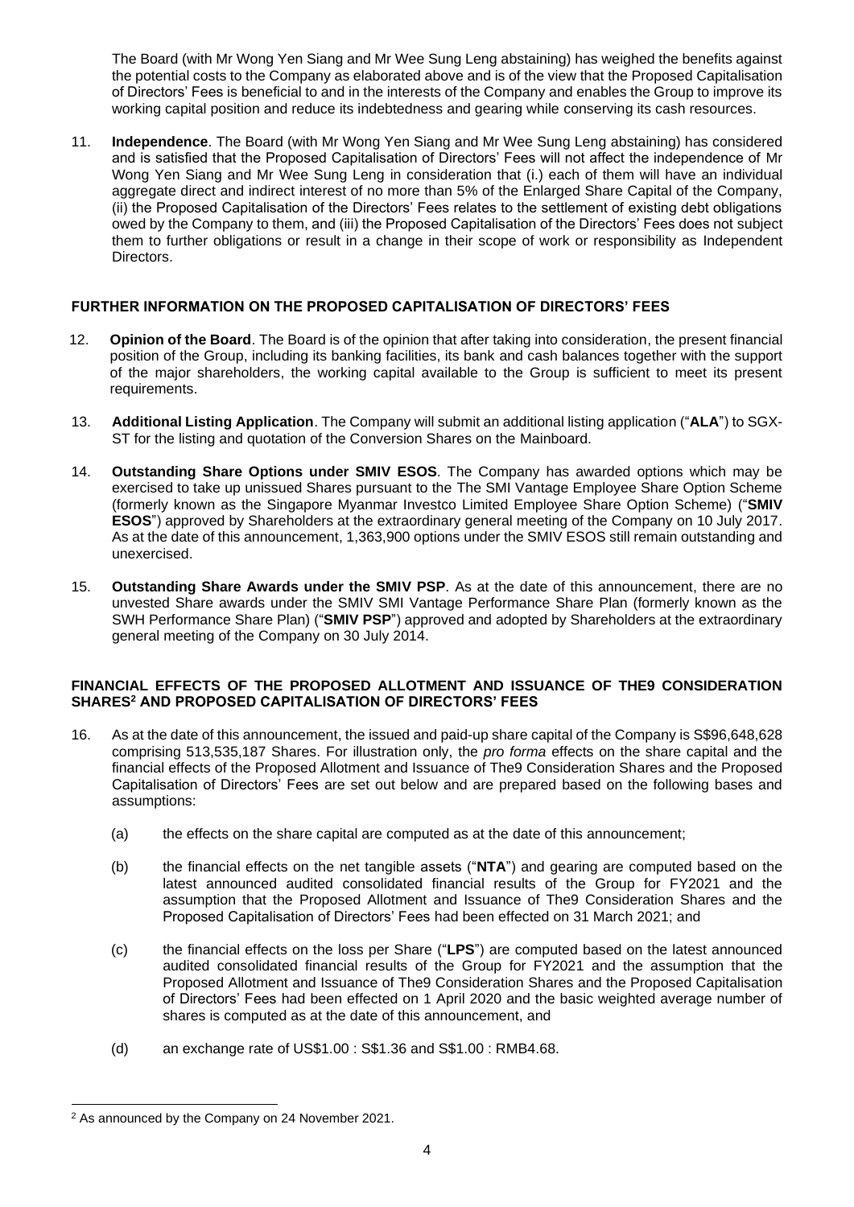The Board (with Mr Wong Yen Siang and Mr Wee Sung Leng abstaining) has weighed the benefits against the potential costs to the Company as elaborated above and is of the view that the Proposed Capitalisation of Directors' Fees is beneficial to and in the interests of the Company and enables the Group to improve its working capital position and reduce its indebtedness and gearing while conserving its cash resources.

11. **Independence**. The Board (with Mr Wong Yen Siang and Mr Wee Sung Leng abstaining) has considered and is satisfied that the Proposed Capitalisation of Directors' Fees will not affect the independence of Mr Wong Yen Siang and Mr Wee Sung Leng in consideration that (i.) each of them will have an individual aggregate direct and indirect interest of no more than 5% of the Enlarged Share Capital of the Company, (ii) the Proposed Capitalisation of the Directors' Fees relates to the settlement of existing debt obligations owed by the Company to them, and (iii) the Proposed Capitalisation of the Directors' Fees does not subject them to further obligations or result in a change in their scope of work or responsibility as Independent Directors.

## FURTHER INFORMATION ON THE PROPOSED CAPITALISATION OF DIRECTORS' FEES

12. **Opinion of the Board**. The Board is of the opinion that after taking into consideration, the present financial position of the Group, including its banking facilities, its bank and cash balances together with the support of the major shareholders, the working capital available to the Group is sufficient to meet its present requirements.

13. **Additional Listing Application**. The Company will submit an additional listing application ("**ALA**") to SGX-ST for the listing and quotation of the Conversion Shares on the Mainboard.

14. **Outstanding Share Options under SMIV ESOS**. The Company has awarded options which may be exercised to take up unissued Shares pursuant to the The SMI Vantage Employee Share Option Scheme (formerly known as the Singapore Myanmar Investco Limited Employee Share Option Scheme) ("**SMIV ESOS**") approved by Shareholders at the extraordinary general meeting of the Company on 10 July 2017. As at the date of this announcement, 1,363,900 options under the SMIV ESOS still remain outstanding and unexercised.

15. **Outstanding Share Awards under the SMIV PSP**. As at the date of this announcement, there are no unvested Share awards under the SMIV SMI Vantage Performance Share Plan (formerly known as the SWH Performance Share Plan) ("**SMIV PSP**") approved and adopted by Shareholders at the extraordinary general meeting of the Company on 30 July 2014.

## FINANCIAL EFFECTS OF THE PROPOSED ALLOTMENT AND ISSUANCE OF THE9 CONSIDERATION SHARES[2] AND PROPOSED CAPITALISATION OF DIRECTORS' FEES

16. As at the date of this announcement, the issued and paid-up share capital of the Company is S$96,648,628 comprising 513,535,187 Shares. For illustration only, the *pro forma* effects on the share capital and the financial effects of the Proposed Allotment and Issuance of The9 Consideration Shares and the Proposed Capitalisation of Directors' Fees are set out below and are prepared based on the following bases and assumptions:

    (a) the effects on the share capital are computed as at the date of this announcement;

    (b) the financial effects on the net tangible assets ("**NTA**") and gearing are computed based on the latest announced audited consolidated financial results of the Group for FY2021 and the assumption that the Proposed Allotment and Issuance of The9 Consideration Shares and the Proposed Capitalisation of Directors' Fees had been effected on 31 March 2021; and

    (c) the financial effects on the loss per Share ("**LPS**") are computed based on the latest announced audited consolidated financial results of the Group for FY2021 and the assumption that the Proposed Allotment and Issuance of The9 Consideration Shares and the Proposed Capitalisation of Directors' Fees had been effected on 1 April 2020 and the basic weighted average number of shares is computed as at the date of this announcement, and

    (d) an exchange rate of US$1.00 : S$1.36 and S$1.00 : RMB4.68.

[2] As announced by the Company on 24 November 2021.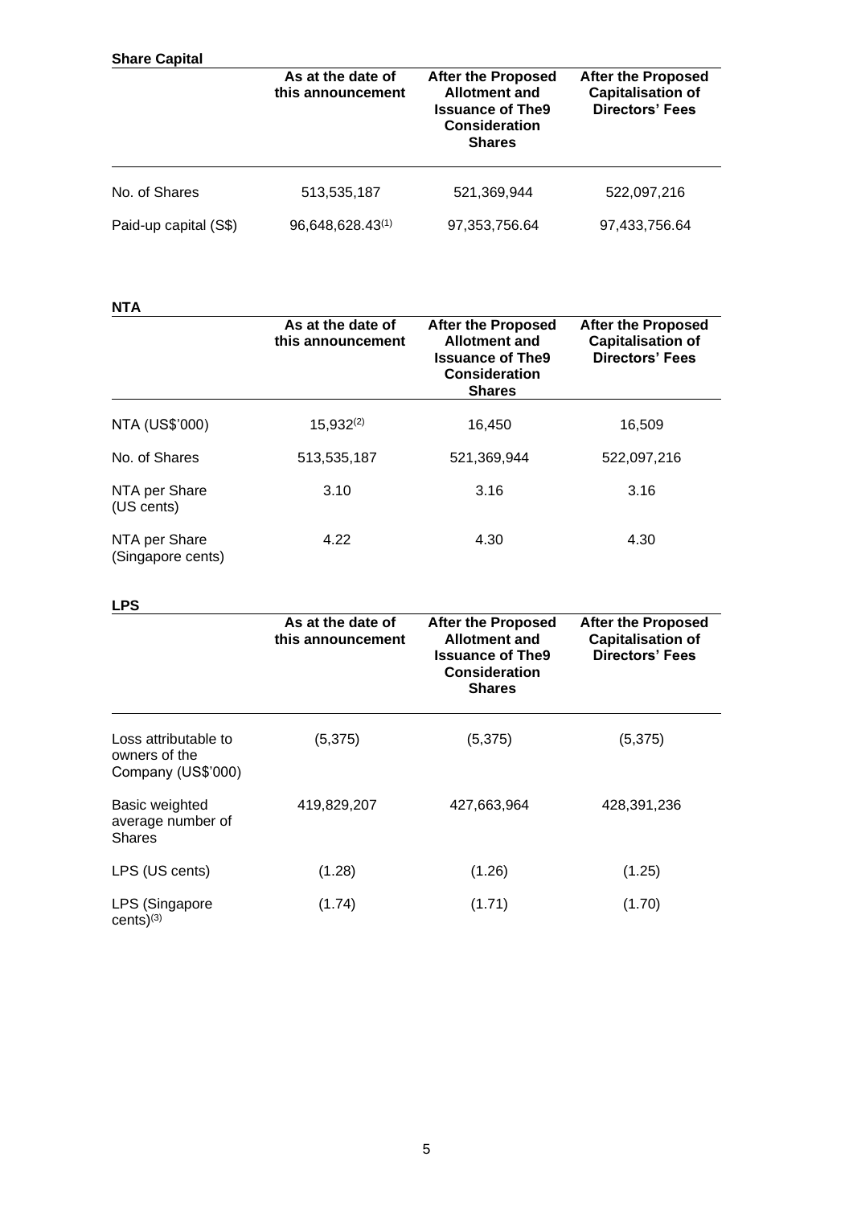**Share Capital**

| | As at the date of this announcement | After the Proposed Allotment and Issuance of The9 Consideration Shares | After the Proposed Capitalisation of Directors' Fees |
|---|---|---|---|
| No. of Shares | 513,535,187 | 521,369,944 | 522,097,216 |
| Paid-up capital (S$) | 96,648,628.43[(1)] | 97,353,756.64 | 97,433,756.64 |

**NTA**

| | As at the date of this announcement | After the Proposed Allotment and Issuance of The9 Consideration Shares | After the Proposed Capitalisation of Directors' Fees |
|---|---|---|---|
| NTA (US$'000) | 15,932[(2)] | 16,450 | 16,509 |
| No. of Shares | 513,535,187 | 521,369,944 | 522,097,216 |
| NTA per Share (US cents) | 3.10 | 3.16 | 3.16 |
| NTA per Share (Singapore cents) | 4.22 | 4.30 | 4.30 |

**LPS**

| | As at the date of this announcement | After the Proposed Allotment and Issuance of The9 Consideration Shares | After the Proposed Capitalisation of Directors' Fees |
|---|---|---|---|
| Loss attributable to owners of the Company (US$'000) | (5,375) | (5,375) | (5,375) |
| Basic weighted average number of Shares | 419,829,207 | 427,663,964 | 428,391,236 |
| LPS (US cents) | (1.28) | (1.26) | (1.25) |
| LPS (Singapore cents)[(3)] | (1.74) | (1.71) | (1.70) |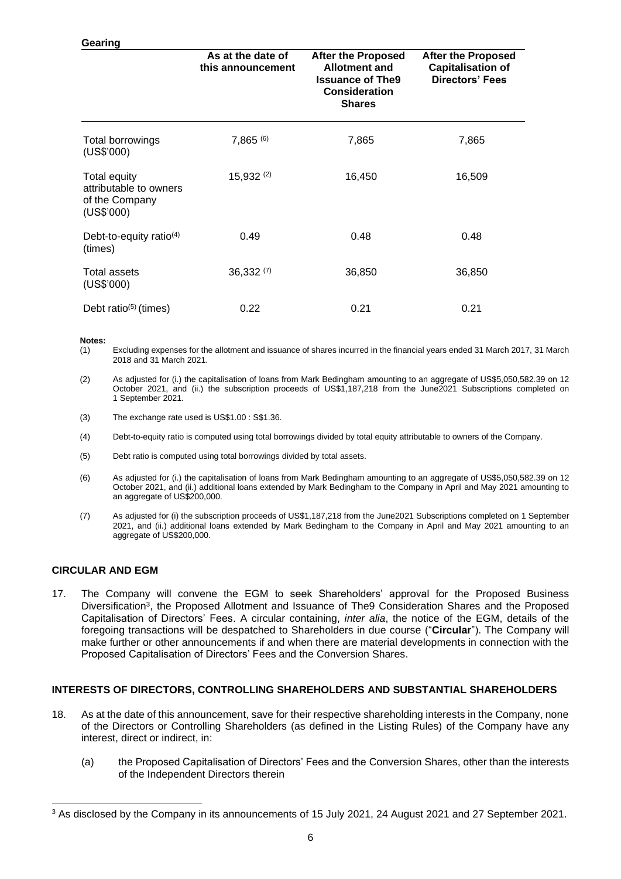**Gearing**

| | As at the date of this announcement | After the Proposed Allotment and Issuance of The9 Consideration Shares | After the Proposed Capitalisation of Directors' Fees |
|---|---|---|---|
| Total borrowings (US$'000) | 7,865 (6) | 7,865 | 7,865 |
| Total equity attributable to owners of the Company (US$'000) | 15,932 (2) | 16,450 | 16,509 |
| Debt-to-equity ratio(4) (times) | 0.49 | 0.48 | 0.48 |
| Total assets (US$'000) | 36,332 (7) | 36,850 | 36,850 |
| Debt ratio(5) (times) | 0.22 | 0.21 | 0.21 |

**Notes:**

(1) Excluding expenses for the allotment and issuance of shares incurred in the financial years ended 31 March 2017, 31 March 2018 and 31 March 2021.

(2) As adjusted for (i.) the capitalisation of loans from Mark Bedingham amounting to an aggregate of US$5,050,582.39 on 12 October 2021, and (ii.) the subscription proceeds of US$1,187,218 from the June2021 Subscriptions completed on 1 September 2021.

(3) The exchange rate used is US$1.00 : S$1.36.

(4) Debt-to-equity ratio is computed using total borrowings divided by total equity attributable to owners of the Company.

(5) Debt ratio is computed using total borrowings divided by total assets.

(6) As adjusted for (i.) the capitalisation of loans from Mark Bedingham amounting to an aggregate of US$5,050,582.39 on 12 October 2021, and (ii.) additional loans extended by Mark Bedingham to the Company in April and May 2021 amounting to an aggregate of US$200,000.

(7) As adjusted for (i) the subscription proceeds of US$1,187,218 from the June2021 Subscriptions completed on 1 September 2021, and (ii.) additional loans extended by Mark Bedingham to the Company in April and May 2021 amounting to an aggregate of US$200,000.

## CIRCULAR AND EGM

17. The Company will convene the EGM to seek Shareholders' approval for the Proposed Business Diversification[3], the Proposed Allotment and Issuance of The9 Consideration Shares and the Proposed Capitalisation of Directors' Fees. A circular containing, *inter alia*, the notice of the EGM, details of the foregoing transactions will be despatched to Shareholders in due course ("**Circular**"). The Company will make further or other announcements if and when there are material developments in connection with the Proposed Capitalisation of Directors' Fees and the Conversion Shares.

## INTERESTS OF DIRECTORS, CONTROLLING SHAREHOLDERS AND SUBSTANTIAL SHAREHOLDERS

18. As at the date of this announcement, save for their respective shareholding interests in the Company, none of the Directors or Controlling Shareholders (as defined in the Listing Rules) of the Company have any interest, direct or indirect, in:

    (a) the Proposed Capitalisation of Directors' Fees and the Conversion Shares, other than the interests of the Independent Directors therein

[3] As disclosed by the Company in its announcements of 15 July 2021, 24 August 2021 and 27 September 2021.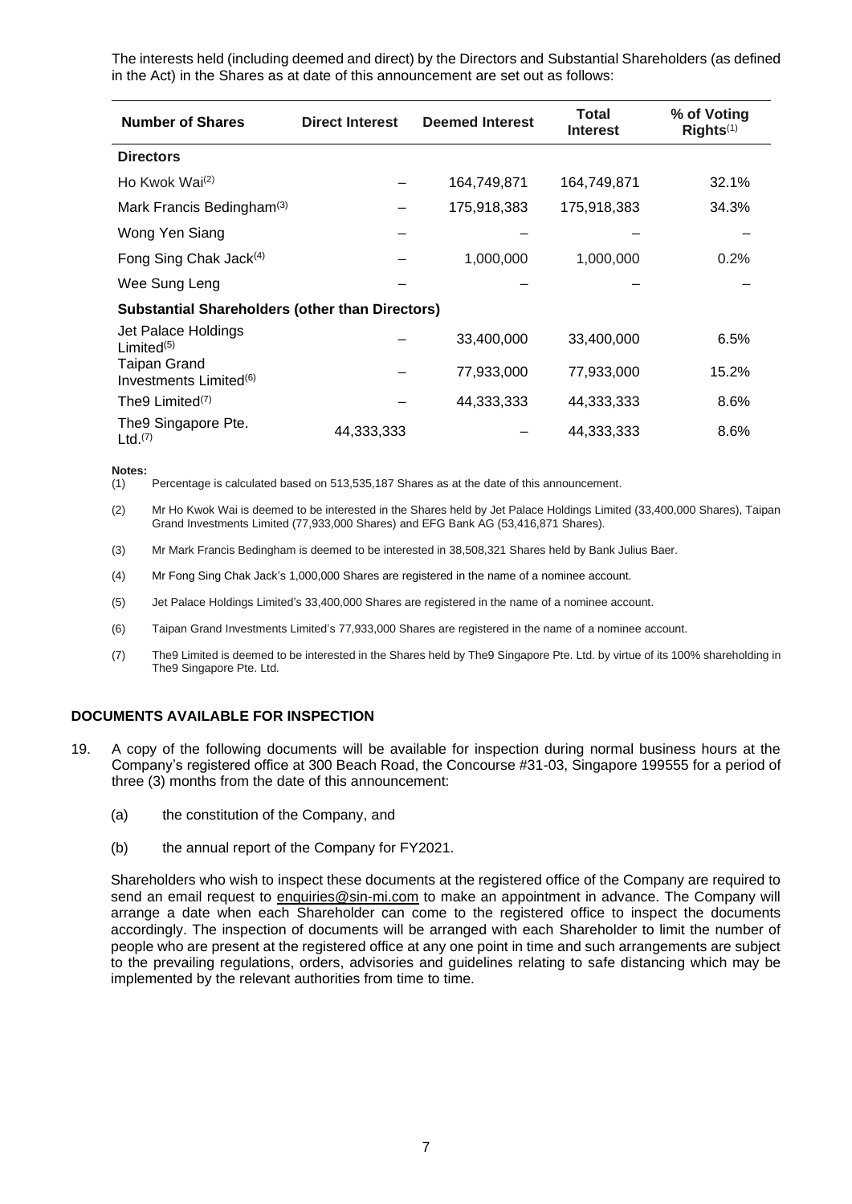The interests held (including deemed and direct) by the Directors and Substantial Shareholders (as defined in the Act) in the Shares as at date of this announcement are set out as follows:

| Number of Shares | Direct Interest | Deemed Interest | Total Interest | % of Voting Rights[(1)] |
|---|---|---|---|---|
| **Directors** | | | | |
| Ho Kwok Wai[(2)] | – | 164,749,871 | 164,749,871 | 32.1% |
| Mark Francis Bedingham[(3)] | – | 175,918,383 | 175,918,383 | 34.3% |
| Wong Yen Siang | – | – | – | – |
| Fong Sing Chak Jack[(4)] | – | 1,000,000 | 1,000,000 | 0.2% |
| Wee Sung Leng | – | – | – | – |
| **Substantial Shareholders (other than Directors)** | | | | |
| Jet Palace Holdings Limited[(5)] | – | 33,400,000 | 33,400,000 | 6.5% |
| Taipan Grand Investments Limited[(6)] | – | 77,933,000 | 77,933,000 | 15.2% |
| The9 Limited[(7)] | – | 44,333,333 | 44,333,333 | 8.6% |
| The9 Singapore Pte. Ltd.[(7)] | 44,333,333 | – | 44,333,333 | 8.6% |

**Notes:**

(1) Percentage is calculated based on 513,535,187 Shares as at the date of this announcement.

(2) Mr Ho Kwok Wai is deemed to be interested in the Shares held by Jet Palace Holdings Limited (33,400,000 Shares), Taipan Grand Investments Limited (77,933,000 Shares) and EFG Bank AG (53,416,871 Shares).

(3) Mr Mark Francis Bedingham is deemed to be interested in 38,508,321 Shares held by Bank Julius Baer.

(4) Mr Fong Sing Chak Jack's 1,000,000 Shares are registered in the name of a nominee account.

(5) Jet Palace Holdings Limited's 33,400,000 Shares are registered in the name of a nominee account.

(6) Taipan Grand Investments Limited's 77,933,000 Shares are registered in the name of a nominee account.

(7) The9 Limited is deemed to be interested in the Shares held by The9 Singapore Pte. Ltd. by virtue of its 100% shareholding in The9 Singapore Pte. Ltd.

## DOCUMENTS AVAILABLE FOR INSPECTION

19. A copy of the following documents will be available for inspection during normal business hours at the Company's registered office at 300 Beach Road, the Concourse #31-03, Singapore 199555 for a period of three (3) months from the date of this announcement:

    (a) the constitution of the Company, and

    (b) the annual report of the Company for FY2021.

    Shareholders who wish to inspect these documents at the registered office of the Company are required to send an email request to enquiries@sin-mi.com to make an appointment in advance. The Company will arrange a date when each Shareholder can come to the registered office to inspect the documents accordingly. The inspection of documents will be arranged with each Shareholder to limit the number of people who are present at the registered office at any one point in time and such arrangements are subject to the prevailing regulations, orders, advisories and guidelines relating to safe distancing which may be implemented by the relevant authorities from time to time.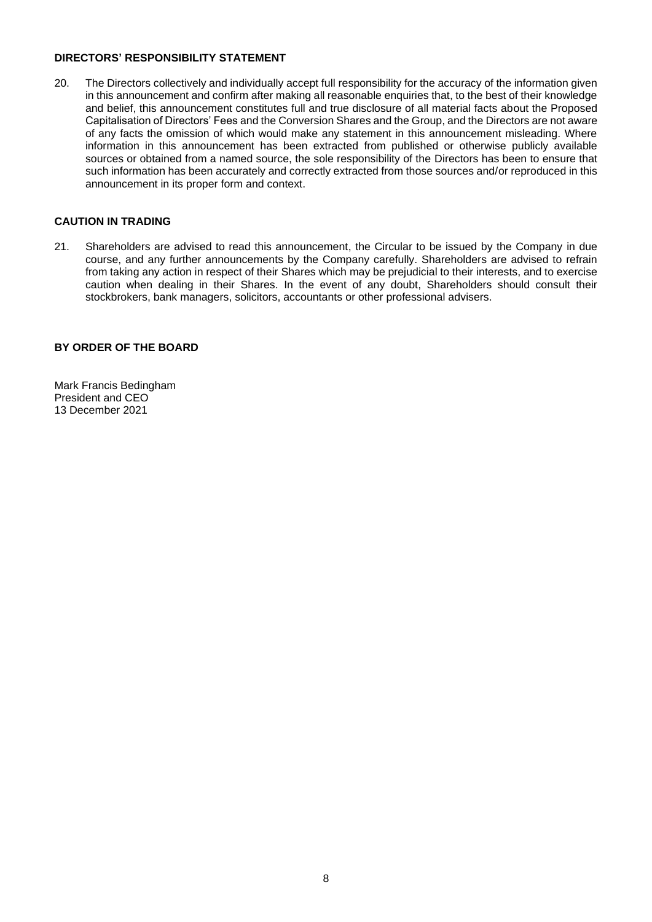**DIRECTORS' RESPONSIBILITY STATEMENT**

20. The Directors collectively and individually accept full responsibility for the accuracy of the information given in this announcement and confirm after making all reasonable enquiries that, to the best of their knowledge and belief, this announcement constitutes full and true disclosure of all material facts about the Proposed Capitalisation of Directors' Fees and the Conversion Shares and the Group, and the Directors are not aware of any facts the omission of which would make any statement in this announcement misleading. Where information in this announcement has been extracted from published or otherwise publicly available sources or obtained from a named source, the sole responsibility of the Directors has been to ensure that such information has been accurately and correctly extracted from those sources and/or reproduced in this announcement in its proper form and context.

**CAUTION IN TRADING**

21. Shareholders are advised to read this announcement, the Circular to be issued by the Company in due course, and any further announcements by the Company carefully. Shareholders are advised to refrain from taking any action in respect of their Shares which may be prejudicial to their interests, and to exercise caution when dealing in their Shares. In the event of any doubt, Shareholders should consult their stockbrokers, bank managers, solicitors, accountants or other professional advisers.

**BY ORDER OF THE BOARD**

Mark Francis Bedingham
President and CEO
13 December 2021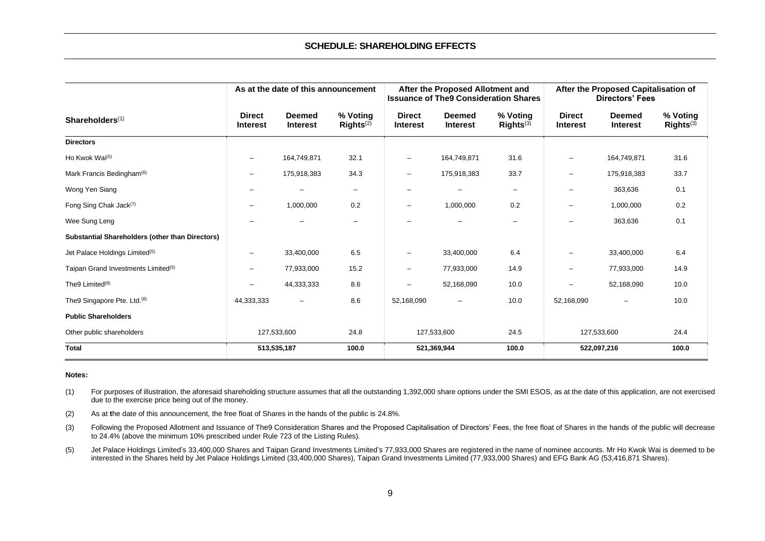## SCHEDULE: SHAREHOLDING EFFECTS

| Shareholders[1] | As at the date of this announcement | | | After the Proposed Allotment and Issuance of The9 Consideration Shares | | | After the Proposed Capitalisation of Directors' Fees | | |
|---|---|---|---|---|---|---|---|---|---|
| | Direct Interest | Deemed Interest | % Voting Rights[2] | Direct Interest | Deemed Interest | % Voting Rights[3] | Direct Interest | Deemed Interest | % Voting Rights[3] |
| **Directors** | | | | | | | | | |
| Ho Kwok Wai[5] | – | 164,749,871 | 32.1 | – | 164,749,871 | 31.6 | – | 164,749,871 | 31.6 |
| Mark Francis Bedingham[6] | – | 175,918,383 | 34.3 | – | 175,918,383 | 33.7 | – | 175,918,383 | 33.7 |
| Wong Yen Siang | – | – | – | – | – | – | – | 363,636 | 0.1 |
| Fong Sing Chak Jack[7] | – | 1,000,000 | 0.2 | – | 1,000,000 | 0.2 | – | 1,000,000 | 0.2 |
| Wee Sung Leng | – | – | – | – | – | – | – | 363,636 | 0.1 |
| **Substantial Shareholders (other than Directors)** | | | | | | | | | |
| Jet Palace Holdings Limited[5] | – | 33,400,000 | 6.5 | – | 33,400,000 | 6.4 | – | 33,400,000 | 6.4 |
| Taipan Grand Investments Limited[5] | – | 77,933,000 | 15.2 | – | 77,933,000 | 14.9 | – | 77,933,000 | 14.9 |
| The9 Limited[8] | – | 44,333,333 | 8.6 | – | 52,168,090 | 10.0 | – | 52,168,090 | 10.0 |
| The9 Singapore Pte. Ltd.[8] | 44,333,333 | – | 8.6 | 52,168,090 | – | 10.0 | 52,168,090 | – | 10.0 |
| **Public Shareholders** | | | | | | | | | |
| Other public shareholders | 127,533,600 | | 24.8 | 127,533,600 | | 24.5 | 127,533,600 | | 24.4 |
| **Total** | **513,535,187** | | **100.0** | **521,369,944** | | **100.0** | **522,097,216** | | **100.0** |

**Notes:**

(1) For purposes of illustration, the aforesaid shareholding structure assumes that all the outstanding 1,392,000 share options under the SMI ESOS, as at the date of this application, are not exercised due to the exercise price being out of the money.

(2) As at the date of this announcement, the free float of Shares in the hands of the public is 24.8%.

(3) Following the Proposed Allotment and Issuance of The9 Consideration Shares and the Proposed Capitalisation of Directors' Fees, the free float of Shares in the hands of the public will decrease to 24.4% (above the minimum 10% prescribed under Rule 723 of the Listing Rules).

(5) Jet Palace Holdings Limited's 33,400,000 Shares and Taipan Grand Investments Limited's 77,933,000 Shares are registered in the name of nominee accounts. Mr Ho Kwok Wai is deemed to be interested in the Shares held by Jet Palace Holdings Limited (33,400,000 Shares), Taipan Grand Investments Limited (77,933,000 Shares) and EFG Bank AG (53,416,871 Shares).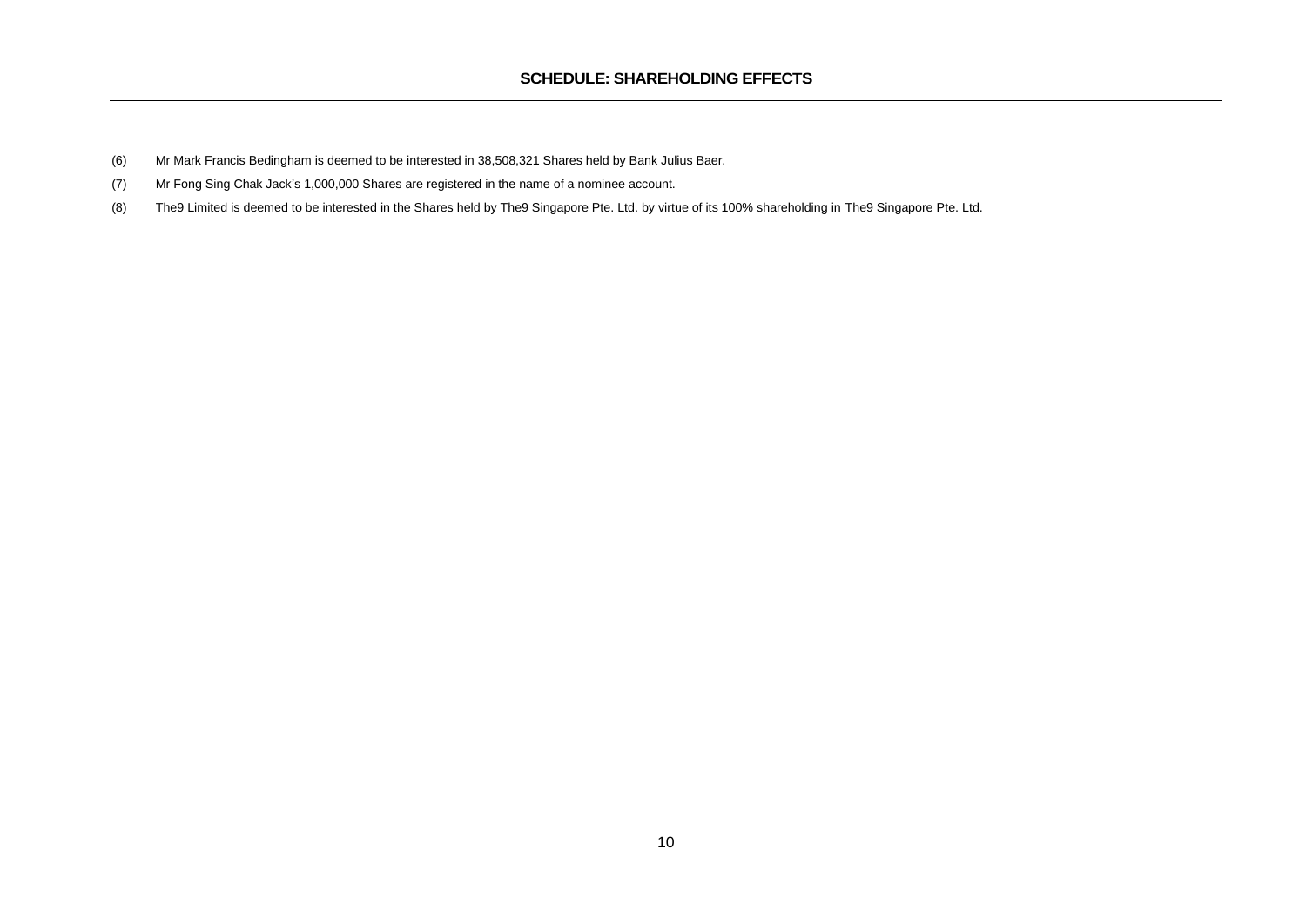## SCHEDULE: SHAREHOLDING EFFECTS

(6) Mr Mark Francis Bedingham is deemed to be interested in 38,508,321 Shares held by Bank Julius Baer.

(7) Mr Fong Sing Chak Jack's 1,000,000 Shares are registered in the name of a nominee account.

(8) The9 Limited is deemed to be interested in the Shares held by The9 Singapore Pte. Ltd. by virtue of its 100% shareholding in The9 Singapore Pte. Ltd.